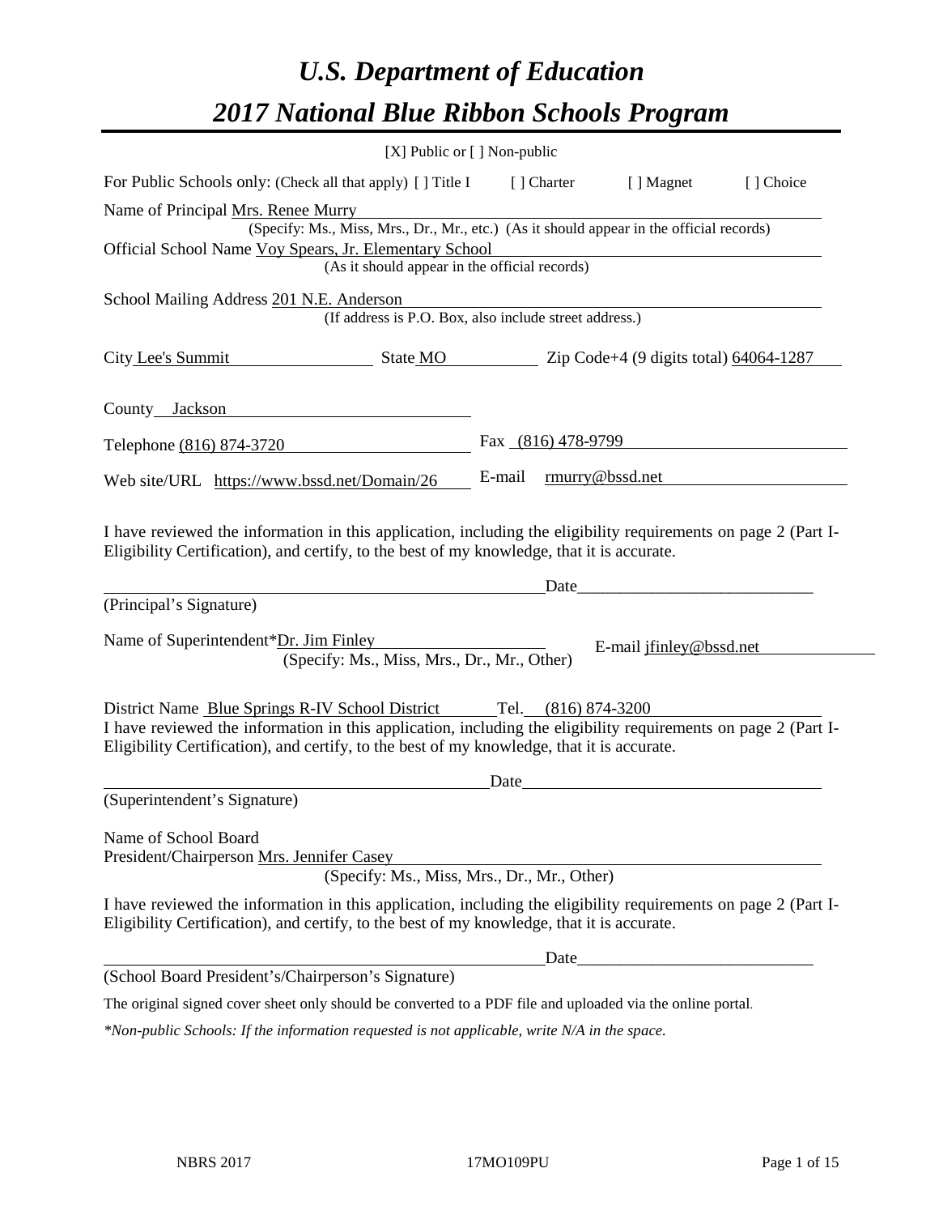# *U.S. Department of Education*

# *2017 National Blue Ribbon Schools Program*

[X] Public or [ ] Non-public

For Public Schools only: (Check all that apply) [ ] Title I [ ] Charter [ ] Magnet [ ] Choice

Name of Principal Mrs. Renee Murry
(Specify: Ms., Miss, Mrs., Dr., Mr., etc.) (As it should appear in the official records)

Official School Name Voy Spears, Jr. Elementary School
(As it should appear in the official records)

School Mailing Address 201 N.E. Anderson
(If address is P.O. Box, also include street address.)

City Lee's Summit State MO Zip Code+4 (9 digits total) 64064-1287

County Jackson

Telephone (816) 874-3720 Fax (816) 478-9799

Web site/URL https://www.bssd.net/Domain/26 E-mail rmurry@bssd.net

I have reviewed the information in this application, including the eligibility requirements on page 2 (Part I-Eligibility Certification), and certify, to the best of my knowledge, that it is accurate.

_______________________________________ Date_______________________
(Principal's Signature)

Name of Superintendent* Dr. Jim Finley E-mail jfinley@bssd.net
(Specify: Ms., Miss, Mrs., Dr., Mr., Other)

District Name Blue Springs R-IV School District Tel. (816) 874-3200

I have reviewed the information in this application, including the eligibility requirements on page 2 (Part I-Eligibility Certification), and certify, to the best of my knowledge, that it is accurate.

_______________________________________ Date_______________________
(Superintendent's Signature)

Name of School Board
President/Chairperson Mrs. Jennifer Casey
(Specify: Ms., Miss, Mrs., Dr., Mr., Other)

I have reviewed the information in this application, including the eligibility requirements on page 2 (Part I-Eligibility Certification), and certify, to the best of my knowledge, that it is accurate.

_______________________________________ Date_______________________
(School Board President's/Chairperson's Signature)

The original signed cover sheet only should be converted to a PDF file and uploaded via the online portal.

*\*Non-public Schools: If the information requested is not applicable, write N/A in the space.*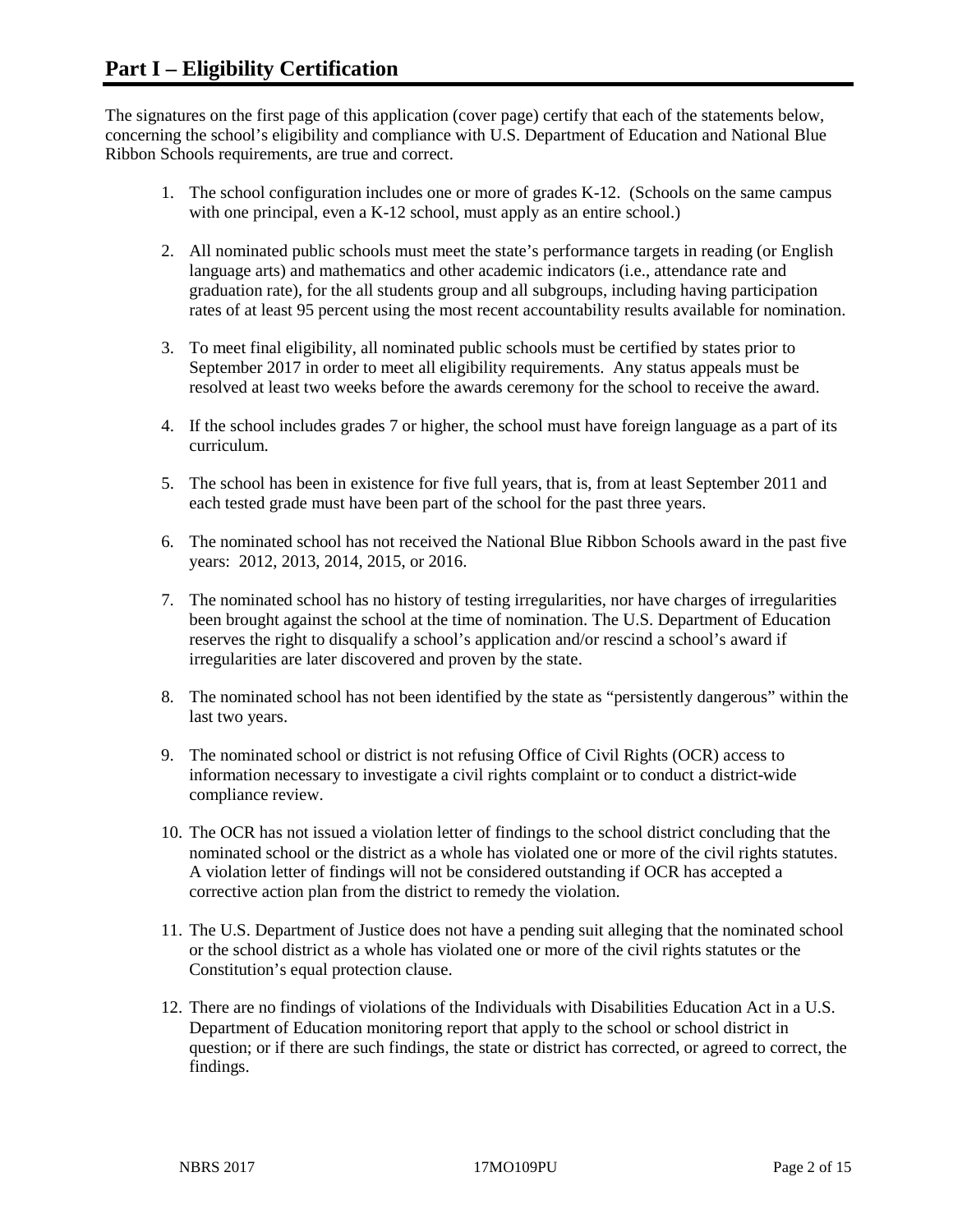# Part I – Eligibility Certification

The signatures on the first page of this application (cover page) certify that each of the statements below, concerning the school's eligibility and compliance with U.S. Department of Education and National Blue Ribbon Schools requirements, are true and correct.

1. The school configuration includes one or more of grades K-12. (Schools on the same campus with one principal, even a K-12 school, must apply as an entire school.)

2. All nominated public schools must meet the state's performance targets in reading (or English language arts) and mathematics and other academic indicators (i.e., attendance rate and graduation rate), for the all students group and all subgroups, including having participation rates of at least 95 percent using the most recent accountability results available for nomination.

3. To meet final eligibility, all nominated public schools must be certified by states prior to September 2017 in order to meet all eligibility requirements. Any status appeals must be resolved at least two weeks before the awards ceremony for the school to receive the award.

4. If the school includes grades 7 or higher, the school must have foreign language as a part of its curriculum.

5. The school has been in existence for five full years, that is, from at least September 2011 and each tested grade must have been part of the school for the past three years.

6. The nominated school has not received the National Blue Ribbon Schools award in the past five years: 2012, 2013, 2014, 2015, or 2016.

7. The nominated school has no history of testing irregularities, nor have charges of irregularities been brought against the school at the time of nomination. The U.S. Department of Education reserves the right to disqualify a school's application and/or rescind a school's award if irregularities are later discovered and proven by the state.

8. The nominated school has not been identified by the state as "persistently dangerous" within the last two years.

9. The nominated school or district is not refusing Office of Civil Rights (OCR) access to information necessary to investigate a civil rights complaint or to conduct a district-wide compliance review.

10. The OCR has not issued a violation letter of findings to the school district concluding that the nominated school or the district as a whole has violated one or more of the civil rights statutes. A violation letter of findings will not be considered outstanding if OCR has accepted a corrective action plan from the district to remedy the violation.

11. The U.S. Department of Justice does not have a pending suit alleging that the nominated school or the school district as a whole has violated one or more of the civil rights statutes or the Constitution's equal protection clause.

12. There are no findings of violations of the Individuals with Disabilities Education Act in a U.S. Department of Education monitoring report that apply to the school or school district in question; or if there are such findings, the state or district has corrected, or agreed to correct, the findings.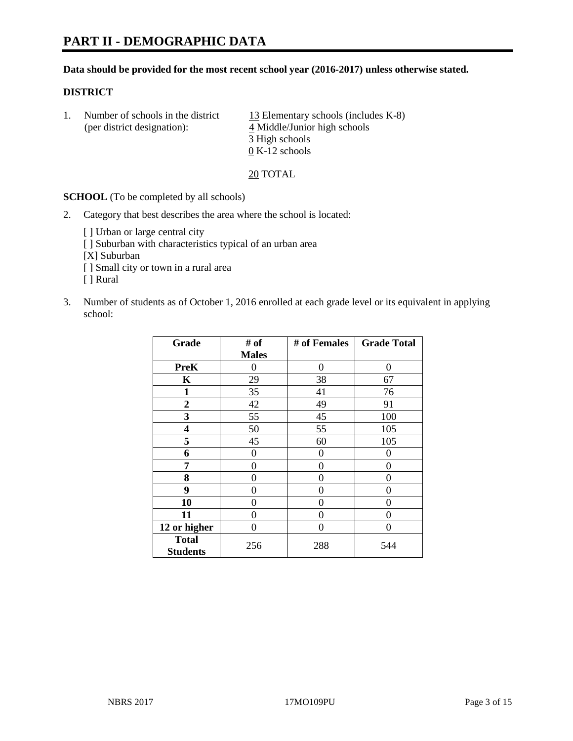# PART II - DEMOGRAPHIC DATA

**Data should be provided for the most recent school year (2016-2017) unless otherwise stated.**

**DISTRICT**

1. Number of schools in the district (per district designation):
   13 Elementary schools (includes K-8)
   4 Middle/Junior high schools
   3 High schools
   0 K-12 schools

   20 TOTAL

**SCHOOL** (To be completed by all schools)

2. Category that best describes the area where the school is located:

   [ ] Urban or large central city
   [ ] Suburban with characteristics typical of an urban area
   [X] Suburban
   [ ] Small city or town in a rural area
   [ ] Rural

3. Number of students as of October 1, 2016 enrolled at each grade level or its equivalent in applying school:

| Grade | # of Males | # of Females | Grade Total |
|---|---|---|---|
| **PreK** | 0 | 0 | 0 |
| **K** | 29 | 38 | 67 |
| **1** | 35 | 41 | 76 |
| **2** | 42 | 49 | 91 |
| **3** | 55 | 45 | 100 |
| **4** | 50 | 55 | 105 |
| **5** | 45 | 60 | 105 |
| **6** | 0 | 0 | 0 |
| **7** | 0 | 0 | 0 |
| **8** | 0 | 0 | 0 |
| **9** | 0 | 0 | 0 |
| **10** | 0 | 0 | 0 |
| **11** | 0 | 0 | 0 |
| **12 or higher** | 0 | 0 | 0 |
| **Total Students** | 256 | 288 | 544 |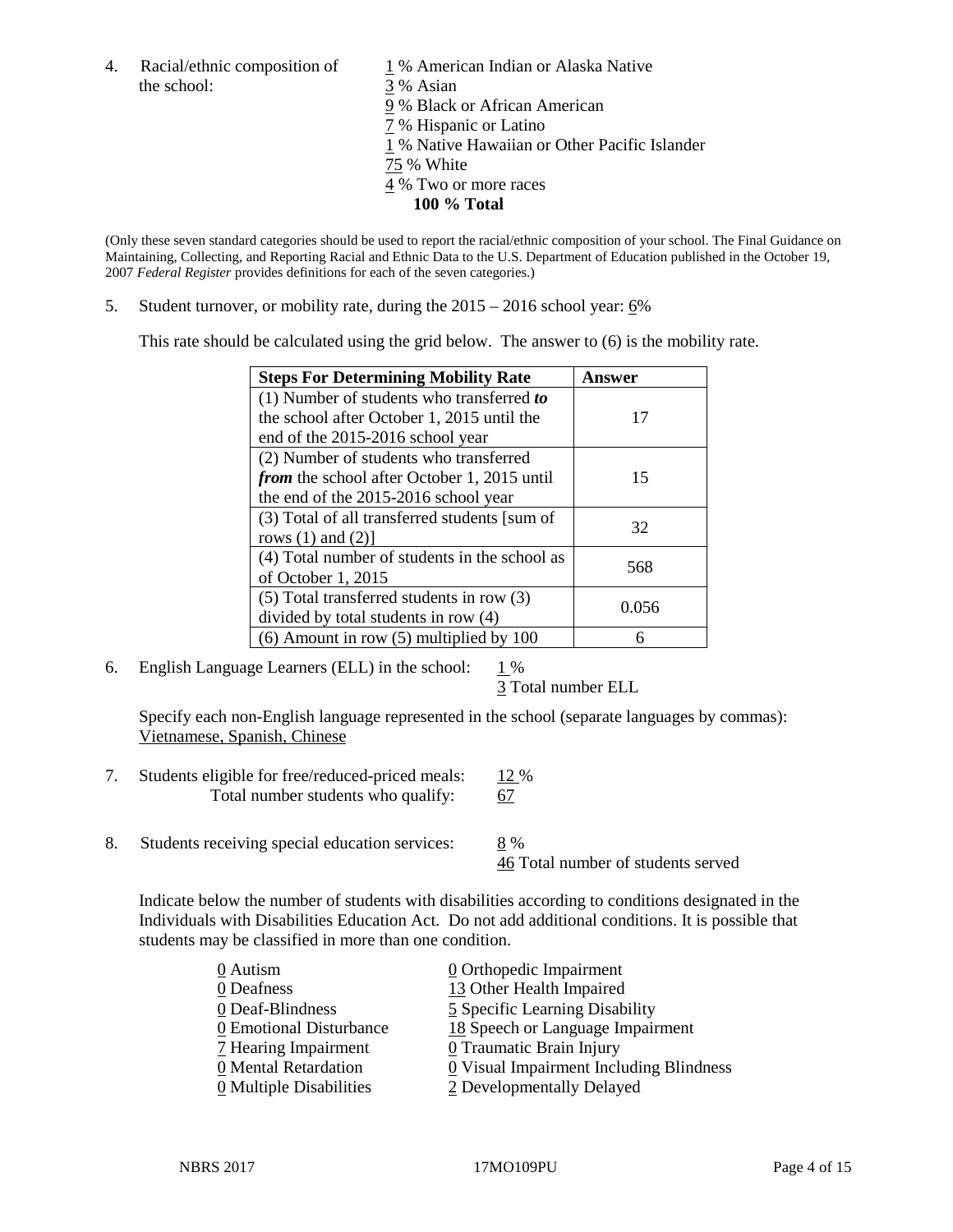4. Racial/ethnic composition of the school:

1 % American Indian or Alaska Native
3 % Asian
9 % Black or African American
7 % Hispanic or Latino
1 % Native Hawaiian or Other Pacific Islander
75 % White
4 % Two or more races
**100 % Total**

(Only these seven standard categories should be used to report the racial/ethnic composition of your school. The Final Guidance on Maintaining, Collecting, and Reporting Racial and Ethnic Data to the U.S. Department of Education published in the October 19, 2007 *Federal Register* provides definitions for each of the seven categories.)

5. Student turnover, or mobility rate, during the 2015 – 2016 school year: 6%

This rate should be calculated using the grid below. The answer to (6) is the mobility rate.

| Steps For Determining Mobility Rate | Answer |
|---|---|
| (1) Number of students who transferred ***to*** the school after October 1, 2015 until the end of the 2015-2016 school year | 17 |
| (2) Number of students who transferred ***from*** the school after October 1, 2015 until the end of the 2015-2016 school year | 15 |
| (3) Total of all transferred students [sum of rows (1) and (2)] | 32 |
| (4) Total number of students in the school as of October 1, 2015 | 568 |
| (5) Total transferred students in row (3) divided by total students in row (4) | 0.056 |
| (6) Amount in row (5) multiplied by 100 | 6 |

6. English Language Learners (ELL) in the school: 1 %
3 Total number ELL

Specify each non-English language represented in the school (separate languages by commas):
Vietnamese, Spanish, Chinese

7. Students eligible for free/reduced-priced meals: 12 %
Total number students who qualify: 67

8. Students receiving special education services: 8 %
46 Total number of students served

Indicate below the number of students with disabilities according to conditions designated in the Individuals with Disabilities Education Act. Do not add additional conditions. It is possible that students may be classified in more than one condition.

0 Autism
0 Deafness
0 Deaf-Blindness
0 Emotional Disturbance
7 Hearing Impairment
0 Mental Retardation
0 Multiple Disabilities
0 Orthopedic Impairment
13 Other Health Impaired
5 Specific Learning Disability
18 Speech or Language Impairment
0 Traumatic Brain Injury
0 Visual Impairment Including Blindness
2 Developmentally Delayed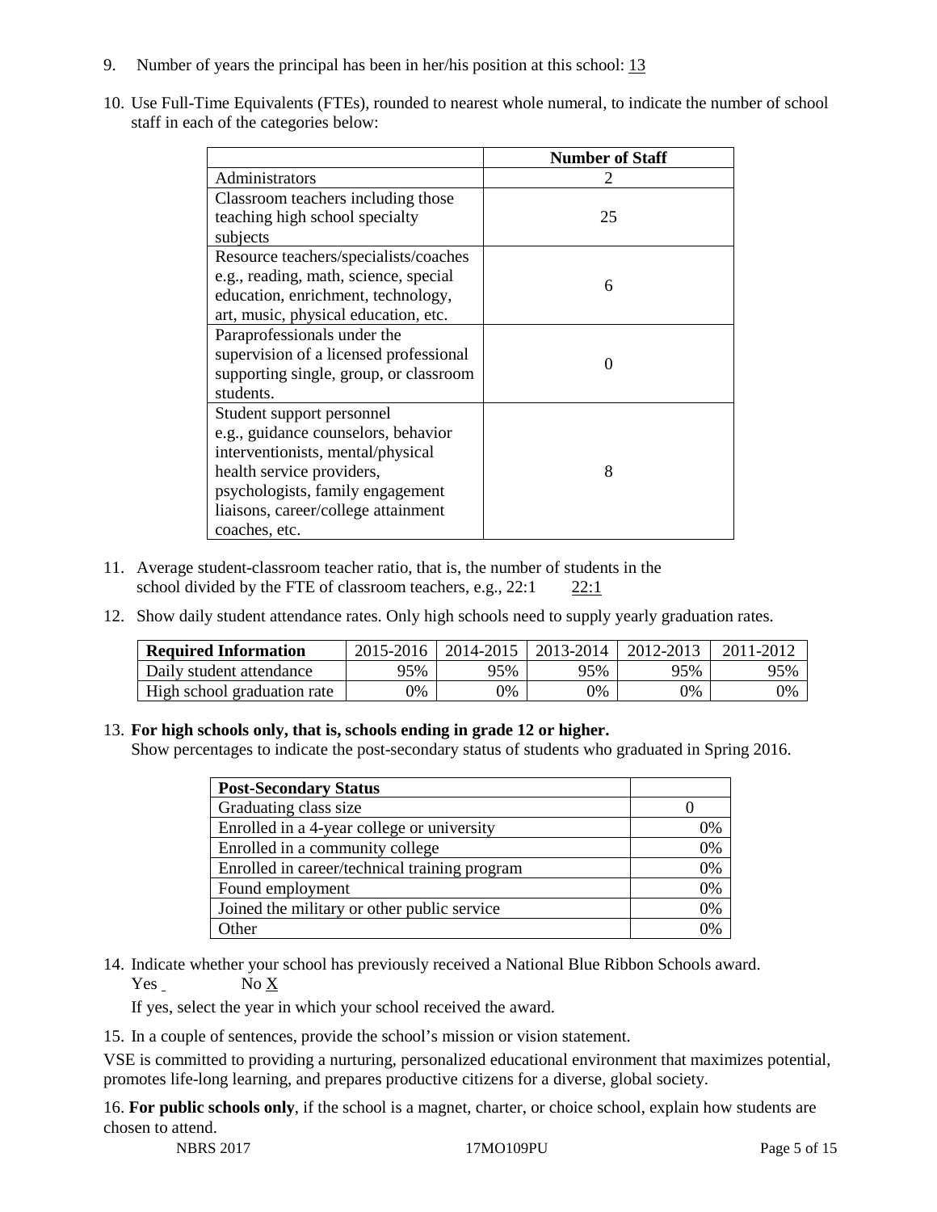9. Number of years the principal has been in her/his position at this school: 13

10. Use Full-Time Equivalents (FTEs), rounded to nearest whole numeral, to indicate the number of school staff in each of the categories below:

| | Number of Staff |
|---|---|
| Administrators | 2 |
| Classroom teachers including those teaching high school specialty subjects | 25 |
| Resource teachers/specialists/coaches e.g., reading, math, science, special education, enrichment, technology, art, music, physical education, etc. | 6 |
| Paraprofessionals under the supervision of a licensed professional supporting single, group, or classroom students. | 0 |
| Student support personnel e.g., guidance counselors, behavior interventionists, mental/physical health service providers, psychologists, family engagement liaisons, career/college attainment coaches, etc. | 8 |

11. Average student-classroom teacher ratio, that is, the number of students in the school divided by the FTE of classroom teachers, e.g., 22:1 22:1

12. Show daily student attendance rates. Only high schools need to supply yearly graduation rates.

| Required Information | 2015-2016 | 2014-2015 | 2013-2014 | 2012-2013 | 2011-2012 |
|---|---|---|---|---|---|
| Daily student attendance | 95% | 95% | 95% | 95% | 95% |
| High school graduation rate | 0% | 0% | 0% | 0% | 0% |

13. **For high schools only, that is, schools ending in grade 12 or higher.**
Show percentages to indicate the post-secondary status of students who graduated in Spring 2016.

| Post-Secondary Status | |
|---|---|
| Graduating class size | 0 |
| Enrolled in a 4-year college or university | 0% |
| Enrolled in a community college | 0% |
| Enrolled in career/technical training program | 0% |
| Found employment | 0% |
| Joined the military or other public service | 0% |
| Other | 0% |

14. Indicate whether your school has previously received a National Blue Ribbon Schools award.
Yes No X

If yes, select the year in which your school received the award.

15. In a couple of sentences, provide the school's mission or vision statement.

VSE is committed to providing a nurturing, personalized educational environment that maximizes potential, promotes life-long learning, and prepares productive citizens for a diverse, global society.

16. **For public schools only**, if the school is a magnet, charter, or choice school, explain how students are chosen to attend.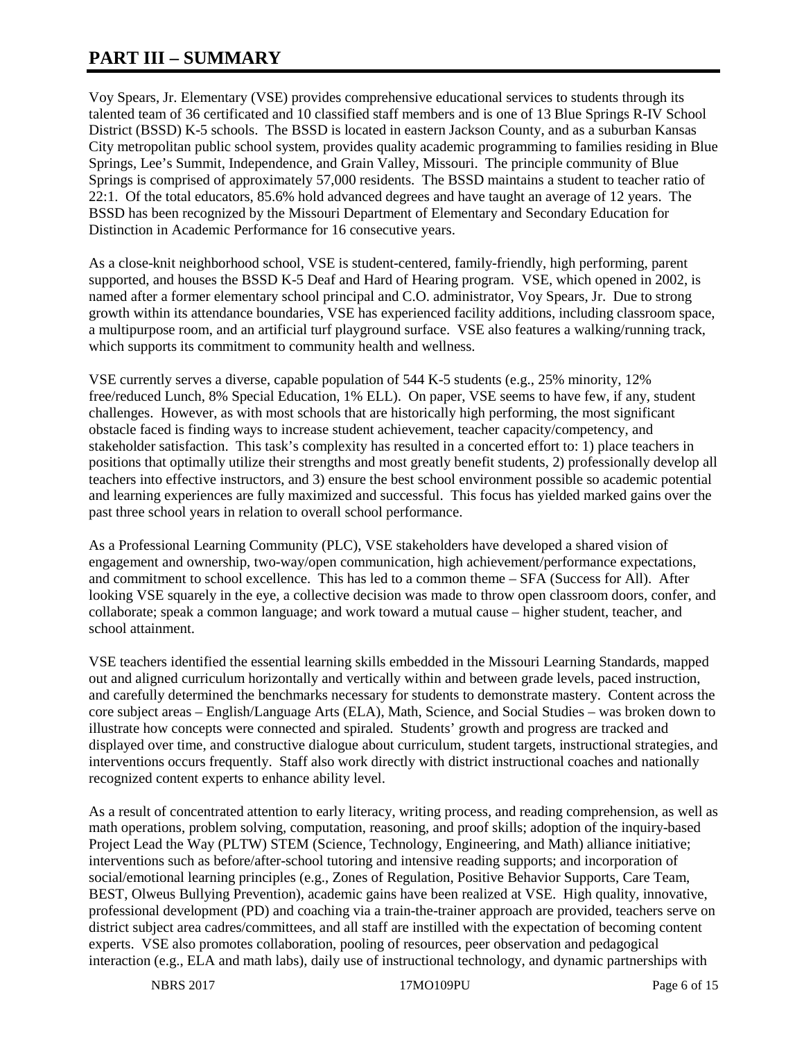# PART III – SUMMARY

Voy Spears, Jr. Elementary (VSE) provides comprehensive educational services to students through its talented team of 36 certificated and 10 classified staff members and is one of 13 Blue Springs R-IV School District (BSSD) K-5 schools. The BSSD is located in eastern Jackson County, and as a suburban Kansas City metropolitan public school system, provides quality academic programming to families residing in Blue Springs, Lee's Summit, Independence, and Grain Valley, Missouri. The principle community of Blue Springs is comprised of approximately 57,000 residents. The BSSD maintains a student to teacher ratio of 22:1. Of the total educators, 85.6% hold advanced degrees and have taught an average of 12 years. The BSSD has been recognized by the Missouri Department of Elementary and Secondary Education for Distinction in Academic Performance for 16 consecutive years.

As a close-knit neighborhood school, VSE is student-centered, family-friendly, high performing, parent supported, and houses the BSSD K-5 Deaf and Hard of Hearing program. VSE, which opened in 2002, is named after a former elementary school principal and C.O. administrator, Voy Spears, Jr. Due to strong growth within its attendance boundaries, VSE has experienced facility additions, including classroom space, a multipurpose room, and an artificial turf playground surface. VSE also features a walking/running track, which supports its commitment to community health and wellness.

VSE currently serves a diverse, capable population of 544 K-5 students (e.g., 25% minority, 12% free/reduced Lunch, 8% Special Education, 1% ELL). On paper, VSE seems to have few, if any, student challenges. However, as with most schools that are historically high performing, the most significant obstacle faced is finding ways to increase student achievement, teacher capacity/competency, and stakeholder satisfaction. This task's complexity has resulted in a concerted effort to: 1) place teachers in positions that optimally utilize their strengths and most greatly benefit students, 2) professionally develop all teachers into effective instructors, and 3) ensure the best school environment possible so academic potential and learning experiences are fully maximized and successful. This focus has yielded marked gains over the past three school years in relation to overall school performance.

As a Professional Learning Community (PLC), VSE stakeholders have developed a shared vision of engagement and ownership, two-way/open communication, high achievement/performance expectations, and commitment to school excellence. This has led to a common theme – SFA (Success for All). After looking VSE squarely in the eye, a collective decision was made to throw open classroom doors, confer, and collaborate; speak a common language; and work toward a mutual cause – higher student, teacher, and school attainment.

VSE teachers identified the essential learning skills embedded in the Missouri Learning Standards, mapped out and aligned curriculum horizontally and vertically within and between grade levels, paced instruction, and carefully determined the benchmarks necessary for students to demonstrate mastery. Content across the core subject areas – English/Language Arts (ELA), Math, Science, and Social Studies – was broken down to illustrate how concepts were connected and spiraled. Students' growth and progress are tracked and displayed over time, and constructive dialogue about curriculum, student targets, instructional strategies, and interventions occurs frequently. Staff also work directly with district instructional coaches and nationally recognized content experts to enhance ability level.

As a result of concentrated attention to early literacy, writing process, and reading comprehension, as well as math operations, problem solving, computation, reasoning, and proof skills; adoption of the inquiry-based Project Lead the Way (PLTW) STEM (Science, Technology, Engineering, and Math) alliance initiative; interventions such as before/after-school tutoring and intensive reading supports; and incorporation of social/emotional learning principles (e.g., Zones of Regulation, Positive Behavior Supports, Care Team, BEST, Olweus Bullying Prevention), academic gains have been realized at VSE. High quality, innovative, professional development (PD) and coaching via a train-the-trainer approach are provided, teachers serve on district subject area cadres/committees, and all staff are instilled with the expectation of becoming content experts. VSE also promotes collaboration, pooling of resources, peer observation and pedagogical interaction (e.g., ELA and math labs), daily use of instructional technology, and dynamic partnerships with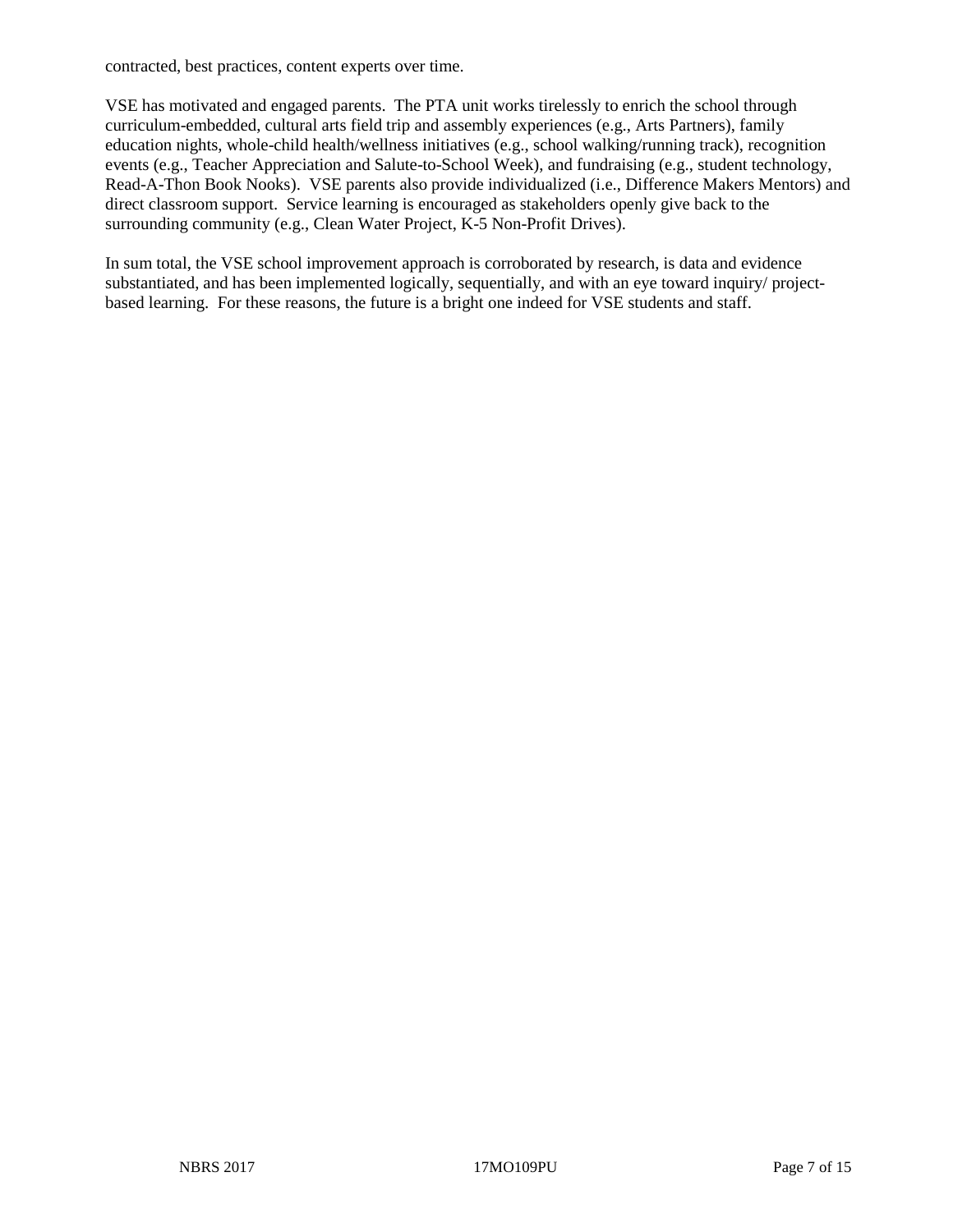contracted, best practices, content experts over time.

VSE has motivated and engaged parents. The PTA unit works tirelessly to enrich the school through curriculum-embedded, cultural arts field trip and assembly experiences (e.g., Arts Partners), family education nights, whole-child health/wellness initiatives (e.g., school walking/running track), recognition events (e.g., Teacher Appreciation and Salute-to-School Week), and fundraising (e.g., student technology, Read-A-Thon Book Nooks). VSE parents also provide individualized (i.e., Difference Makers Mentors) and direct classroom support. Service learning is encouraged as stakeholders openly give back to the surrounding community (e.g., Clean Water Project, K-5 Non-Profit Drives).

In sum total, the VSE school improvement approach is corroborated by research, is data and evidence substantiated, and has been implemented logically, sequentially, and with an eye toward inquiry/ project-based learning. For these reasons, the future is a bright one indeed for VSE students and staff.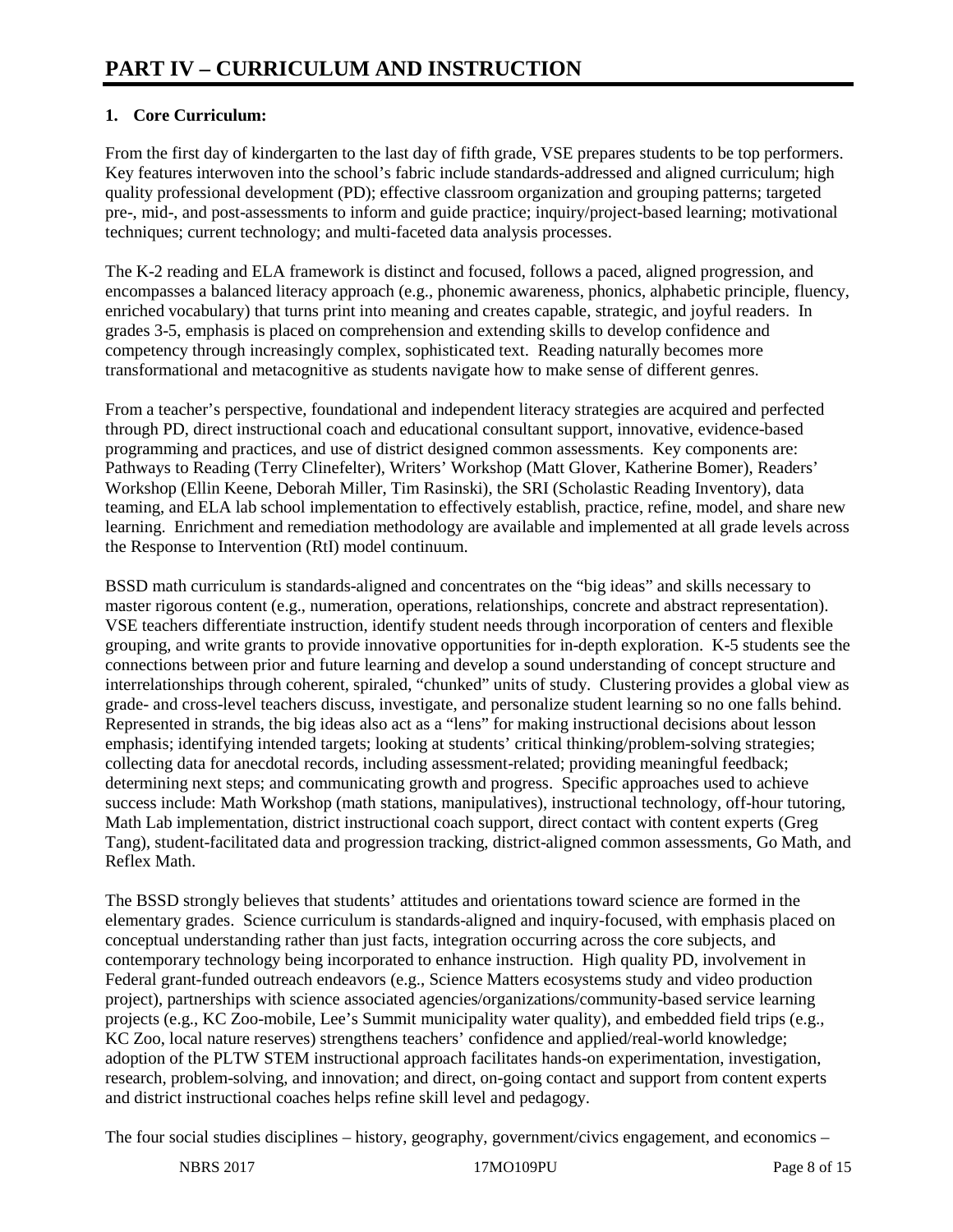# PART IV – CURRICULUM AND INSTRUCTION

**1. Core Curriculum:**

From the first day of kindergarten to the last day of fifth grade, VSE prepares students to be top performers. Key features interwoven into the school's fabric include standards-addressed and aligned curriculum; high quality professional development (PD); effective classroom organization and grouping patterns; targeted pre-, mid-, and post-assessments to inform and guide practice; inquiry/project-based learning; motivational techniques; current technology; and multi-faceted data analysis processes.

The K-2 reading and ELA framework is distinct and focused, follows a paced, aligned progression, and encompasses a balanced literacy approach (e.g., phonemic awareness, phonics, alphabetic principle, fluency, enriched vocabulary) that turns print into meaning and creates capable, strategic, and joyful readers. In grades 3-5, emphasis is placed on comprehension and extending skills to develop confidence and competency through increasingly complex, sophisticated text. Reading naturally becomes more transformational and metacognitive as students navigate how to make sense of different genres.

From a teacher's perspective, foundational and independent literacy strategies are acquired and perfected through PD, direct instructional coach and educational consultant support, innovative, evidence-based programming and practices, and use of district designed common assessments. Key components are: Pathways to Reading (Terry Clinefelter), Writers' Workshop (Matt Glover, Katherine Bomer), Readers' Workshop (Ellin Keene, Deborah Miller, Tim Rasinski), the SRI (Scholastic Reading Inventory), data teaming, and ELA lab school implementation to effectively establish, practice, refine, model, and share new learning. Enrichment and remediation methodology are available and implemented at all grade levels across the Response to Intervention (RtI) model continuum.

BSSD math curriculum is standards-aligned and concentrates on the "big ideas" and skills necessary to master rigorous content (e.g., numeration, operations, relationships, concrete and abstract representation). VSE teachers differentiate instruction, identify student needs through incorporation of centers and flexible grouping, and write grants to provide innovative opportunities for in-depth exploration. K-5 students see the connections between prior and future learning and develop a sound understanding of concept structure and interrelationships through coherent, spiraled, "chunked" units of study. Clustering provides a global view as grade- and cross-level teachers discuss, investigate, and personalize student learning so no one falls behind. Represented in strands, the big ideas also act as a "lens" for making instructional decisions about lesson emphasis; identifying intended targets; looking at students' critical thinking/problem-solving strategies; collecting data for anecdotal records, including assessment-related; providing meaningful feedback; determining next steps; and communicating growth and progress. Specific approaches used to achieve success include: Math Workshop (math stations, manipulatives), instructional technology, off-hour tutoring, Math Lab implementation, district instructional coach support, direct contact with content experts (Greg Tang), student-facilitated data and progression tracking, district-aligned common assessments, Go Math, and Reflex Math.

The BSSD strongly believes that students' attitudes and orientations toward science are formed in the elementary grades. Science curriculum is standards-aligned and inquiry-focused, with emphasis placed on conceptual understanding rather than just facts, integration occurring across the core subjects, and contemporary technology being incorporated to enhance instruction. High quality PD, involvement in Federal grant-funded outreach endeavors (e.g., Science Matters ecosystems study and video production project), partnerships with science associated agencies/organizations/community-based service learning projects (e.g., KC Zoo-mobile, Lee's Summit municipality water quality), and embedded field trips (e.g., KC Zoo, local nature reserves) strengthen teachers' confidence and applied/real-world knowledge; adoption of the PLTW STEM instructional approach facilitates hands-on experimentation, investigation, research, problem-solving, and innovation; and direct, on-going contact and support from content experts and district instructional coaches helps refine skill level and pedagogy.

The four social studies disciplines – history, geography, government/civics engagement, and economics –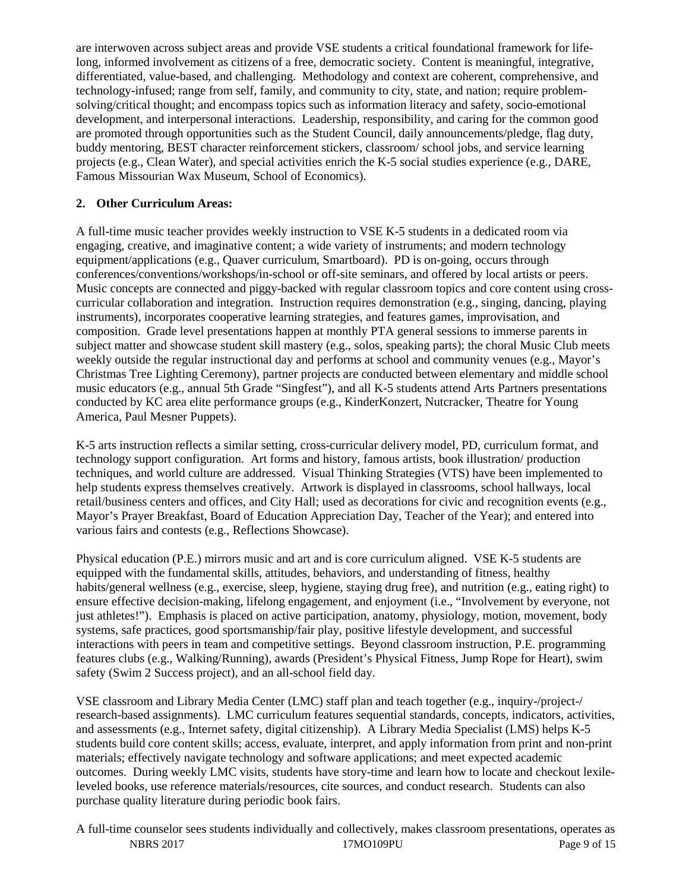are interwoven across subject areas and provide VSE students a critical foundational framework for life-long, informed involvement as citizens of a free, democratic society. Content is meaningful, integrative, differentiated, value-based, and challenging. Methodology and context are coherent, comprehensive, and technology-infused; range from self, family, and community to city, state, and nation; require problem-solving/critical thought; and encompass topics such as information literacy and safety, socio-emotional development, and interpersonal interactions. Leadership, responsibility, and caring for the common good are promoted through opportunities such as the Student Council, daily announcements/pledge, flag duty, buddy mentoring, BEST character reinforcement stickers, classroom/ school jobs, and service learning projects (e.g., Clean Water), and special activities enrich the K-5 social studies experience (e.g., DARE, Famous Missourian Wax Museum, School of Economics).

**2. Other Curriculum Areas:**

A full-time music teacher provides weekly instruction to VSE K-5 students in a dedicated room via engaging, creative, and imaginative content; a wide variety of instruments; and modern technology equipment/applications (e.g., Quaver curriculum, Smartboard). PD is on-going, occurs through conferences/conventions/workshops/in-school or off-site seminars, and offered by local artists or peers. Music concepts are connected and piggy-backed with regular classroom topics and core content using cross-curricular collaboration and integration. Instruction requires demonstration (e.g., singing, dancing, playing instruments), incorporates cooperative learning strategies, and features games, improvisation, and composition. Grade level presentations happen at monthly PTA general sessions to immerse parents in subject matter and showcase student skill mastery (e.g., solos, speaking parts); the choral Music Club meets weekly outside the regular instructional day and performs at school and community venues (e.g., Mayor's Christmas Tree Lighting Ceremony), partner projects are conducted between elementary and middle school music educators (e.g., annual 5th Grade "Singfest"), and all K-5 students attend Arts Partners presentations conducted by KC area elite performance groups (e.g., KinderKonzert, Nutcracker, Theatre for Young America, Paul Mesner Puppets).

K-5 arts instruction reflects a similar setting, cross-curricular delivery model, PD, curriculum format, and technology support configuration. Art forms and history, famous artists, book illustration/ production techniques, and world culture are addressed. Visual Thinking Strategies (VTS) have been implemented to help students express themselves creatively. Artwork is displayed in classrooms, school hallways, local retail/business centers and offices, and City Hall; used as decorations for civic and recognition events (e.g., Mayor's Prayer Breakfast, Board of Education Appreciation Day, Teacher of the Year); and entered into various fairs and contests (e.g., Reflections Showcase).

Physical education (P.E.) mirrors music and art and is core curriculum aligned. VSE K-5 students are equipped with the fundamental skills, attitudes, behaviors, and understanding of fitness, healthy habits/general wellness (e.g., exercise, sleep, hygiene, staying drug free), and nutrition (e.g., eating right) to ensure effective decision-making, lifelong engagement, and enjoyment (i.e., "Involvement by everyone, not just athletes!"). Emphasis is placed on active participation, anatomy, physiology, motion, movement, body systems, safe practices, good sportsmanship/fair play, positive lifestyle development, and successful interactions with peers in team and competitive settings. Beyond classroom instruction, P.E. programming features clubs (e.g., Walking/Running), awards (President's Physical Fitness, Jump Rope for Heart), swim safety (Swim 2 Success project), and an all-school field day.

VSE classroom and Library Media Center (LMC) staff plan and teach together (e.g., inquiry-/project-/ research-based assignments). LMC curriculum features sequential standards, concepts, indicators, activities, and assessments (e.g., Internet safety, digital citizenship). A Library Media Specialist (LMS) helps K-5 students build core content skills; access, evaluate, interpret, and apply information from print and non-print materials; effectively navigate technology and software applications; and meet expected academic outcomes. During weekly LMC visits, students have story-time and learn how to locate and checkout lexile-leveled books, use reference materials/resources, cite sources, and conduct research. Students can also purchase quality literature during periodic book fairs.

A full-time counselor sees students individually and collectively, makes classroom presentations, operates as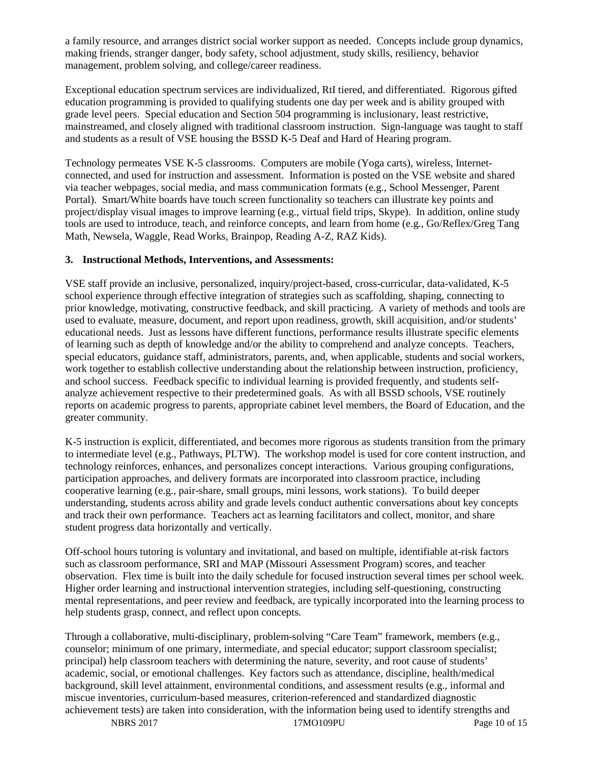a family resource, and arranges district social worker support as needed. Concepts include group dynamics, making friends, stranger danger, body safety, school adjustment, study skills, resiliency, behavior management, problem solving, and college/career readiness.

Exceptional education spectrum services are individualized, RtI tiered, and differentiated. Rigorous gifted education programming is provided to qualifying students one day per week and is ability grouped with grade level peers. Special education and Section 504 programming is inclusionary, least restrictive, mainstreamed, and closely aligned with traditional classroom instruction. Sign-language was taught to staff and students as a result of VSE housing the BSSD K-5 Deaf and Hard of Hearing program.

Technology permeates VSE K-5 classrooms. Computers are mobile (Yoga carts), wireless, Internet-connected, and used for instruction and assessment. Information is posted on the VSE website and shared via teacher webpages, social media, and mass communication formats (e.g., School Messenger, Parent Portal). Smart/White boards have touch screen functionality so teachers can illustrate key points and project/display visual images to improve learning (e.g., virtual field trips, Skype). In addition, online study tools are used to introduce, teach, and reinforce concepts, and learn from home (e.g., Go/Reflex/Greg Tang Math, Newsela, Waggle, Read Works, Brainpop, Reading A-Z, RAZ Kids).

**3. Instructional Methods, Interventions, and Assessments:**

VSE staff provide an inclusive, personalized, inquiry/project-based, cross-curricular, data-validated, K-5 school experience through effective integration of strategies such as scaffolding, shaping, connecting to prior knowledge, motivating, constructive feedback, and skill practicing. A variety of methods and tools are used to evaluate, measure, document, and report upon readiness, growth, skill acquisition, and/or students' educational needs. Just as lessons have different functions, performance results illustrate specific elements of learning such as depth of knowledge and/or the ability to comprehend and analyze concepts. Teachers, special educators, guidance staff, administrators, parents, and, when applicable, students and social workers, work together to establish collective understanding about the relationship between instruction, proficiency, and school success. Feedback specific to individual learning is provided frequently, and students self-analyze achievement respective to their predetermined goals. As with all BSSD schools, VSE routinely reports on academic progress to parents, appropriate cabinet level members, the Board of Education, and the greater community.

K-5 instruction is explicit, differentiated, and becomes more rigorous as students transition from the primary to intermediate level (e.g., Pathways, PLTW). The workshop model is used for core content instruction, and technology reinforces, enhances, and personalizes concept interactions. Various grouping configurations, participation approaches, and delivery formats are incorporated into classroom practice, including cooperative learning (e.g., pair-share, small groups, mini lessons, work stations). To build deeper understanding, students across ability and grade levels conduct authentic conversations about key concepts and track their own performance. Teachers act as learning facilitators and collect, monitor, and share student progress data horizontally and vertically.

Off-school hours tutoring is voluntary and invitational, and based on multiple, identifiable at-risk factors such as classroom performance, SRI and MAP (Missouri Assessment Program) scores, and teacher observation. Flex time is built into the daily schedule for focused instruction several times per school week. Higher order learning and instructional intervention strategies, including self-questioning, constructing mental representations, and peer review and feedback, are typically incorporated into the learning process to help students grasp, connect, and reflect upon concepts.

Through a collaborative, multi-disciplinary, problem-solving "Care Team" framework, members (e.g., counselor; minimum of one primary, intermediate, and special educator; support classroom specialist; principal) help classroom teachers with determining the nature, severity, and root cause of students' academic, social, or emotional challenges. Key factors such as attendance, discipline, health/medical background, skill level attainment, environmental conditions, and assessment results (e.g., informal and miscue inventories, curriculum-based measures, criterion-referenced and standardized diagnostic achievement tests) are taken into consideration, with the information being used to identify strengths and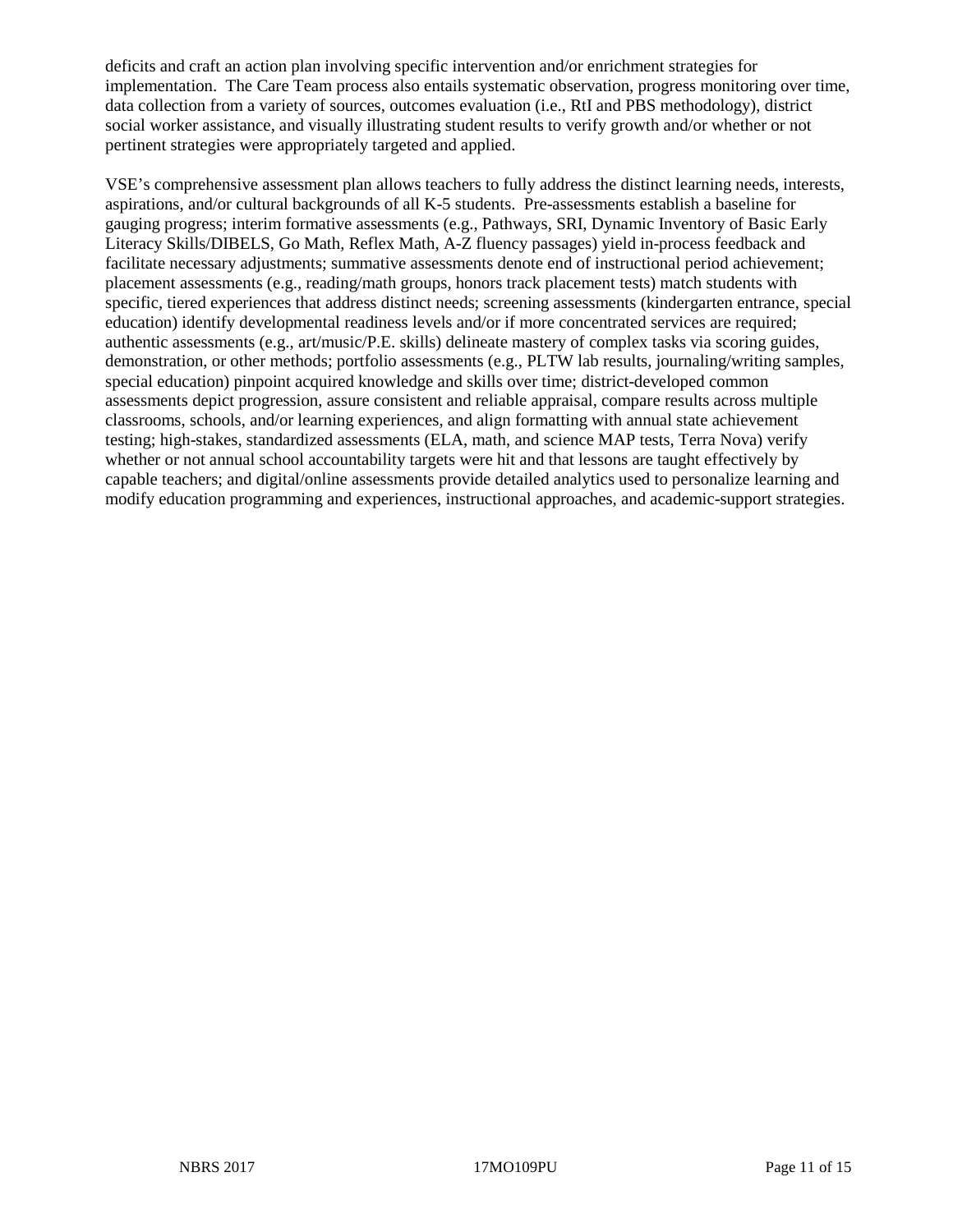deficits and craft an action plan involving specific intervention and/or enrichment strategies for implementation. The Care Team process also entails systematic observation, progress monitoring over time, data collection from a variety of sources, outcomes evaluation (i.e., RtI and PBS methodology), district social worker assistance, and visually illustrating student results to verify growth and/or whether or not pertinent strategies were appropriately targeted and applied.

VSE's comprehensive assessment plan allows teachers to fully address the distinct learning needs, interests, aspirations, and/or cultural backgrounds of all K-5 students. Pre-assessments establish a baseline for gauging progress; interim formative assessments (e.g., Pathways, SRI, Dynamic Inventory of Basic Early Literacy Skills/DIBELS, Go Math, Reflex Math, A-Z fluency passages) yield in-process feedback and facilitate necessary adjustments; summative assessments denote end of instructional period achievement; placement assessments (e.g., reading/math groups, honors track placement tests) match students with specific, tiered experiences that address distinct needs; screening assessments (kindergarten entrance, special education) identify developmental readiness levels and/or if more concentrated services are required; authentic assessments (e.g., art/music/P.E. skills) delineate mastery of complex tasks via scoring guides, demonstration, or other methods; portfolio assessments (e.g., PLTW lab results, journaling/writing samples, special education) pinpoint acquired knowledge and skills over time; district-developed common assessments depict progression, assure consistent and reliable appraisal, compare results across multiple classrooms, schools, and/or learning experiences, and align formatting with annual state achievement testing; high-stakes, standardized assessments (ELA, math, and science MAP tests, Terra Nova) verify whether or not annual school accountability targets were hit and that lessons are taught effectively by capable teachers; and digital/online assessments provide detailed analytics used to personalize learning and modify education programming and experiences, instructional approaches, and academic-support strategies.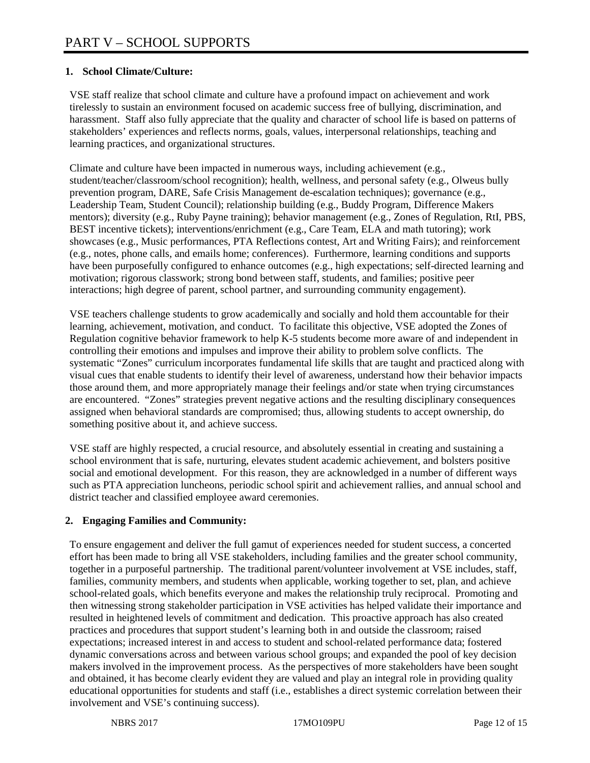// Thinking omitted
# PART V – SCHOOL SUPPORTS

## 1. School Climate/Culture:

VSE staff realize that school climate and culture have a profound impact on achievement and work tirelessly to sustain an environment focused on academic success free of bullying, discrimination, and harassment. Staff also fully appreciate that the quality and character of school life is based on patterns of stakeholders' experiences and reflects norms, goals, values, interpersonal relationships, teaching and learning practices, and organizational structures.

Climate and culture have been impacted in numerous ways, including achievement (e.g., student/teacher/classroom/school recognition); health, wellness, and personal safety (e.g., Olweus bully prevention program, DARE, Safe Crisis Management de-escalation techniques); governance (e.g., Leadership Team, Student Council); relationship building (e.g., Buddy Program, Difference Makers mentors); diversity (e.g., Ruby Payne training); behavior management (e.g., Zones of Regulation, RtI, PBS, BEST incentive tickets); interventions/enrichment (e.g., Care Team, ELA and math tutoring); work showcases (e.g., Music performances, PTA Reflections contest, Art and Writing Fairs); and reinforcement (e.g., notes, phone calls, and emails home; conferences). Furthermore, learning conditions and supports have been purposefully configured to enhance outcomes (e.g., high expectations; self-directed learning and motivation; rigorous classwork; strong bond between staff, students, and families; positive peer interactions; high degree of parent, school partner, and surrounding community engagement).

VSE teachers challenge students to grow academically and socially and hold them accountable for their learning, achievement, motivation, and conduct. To facilitate this objective, VSE adopted the Zones of Regulation cognitive behavior framework to help K-5 students become more aware of and independent in controlling their emotions and impulses and improve their ability to problem solve conflicts. The systematic "Zones" curriculum incorporates fundamental life skills that are taught and practiced along with visual cues that enable students to identify their level of awareness, understand how their behavior impacts those around them, and more appropriately manage their feelings and/or state when trying circumstances are encountered. "Zones" strategies prevent negative actions and the resulting disciplinary consequences assigned when behavioral standards are compromised; thus, allowing students to accept ownership, do something positive about it, and achieve success.

VSE staff are highly respected, a crucial resource, and absolutely essential in creating and sustaining a school environment that is safe, nurturing, elevates student academic achievement, and bolsters positive social and emotional development. For this reason, they are acknowledged in a number of different ways such as PTA appreciation luncheons, periodic school spirit and achievement rallies, and annual school and district teacher and classified employee award ceremonies.

## 2. Engaging Families and Community:

To ensure engagement and deliver the full gamut of experiences needed for student success, a concerted effort has been made to bring all VSE stakeholders, including families and the greater school community, together in a purposeful partnership. The traditional parent/volunteer involvement at VSE includes, staff, families, community members, and students when applicable, working together to set, plan, and achieve school-related goals, which benefits everyone and makes the relationship truly reciprocal. Promoting and then witnessing strong stakeholder participation in VSE activities has helped validate their importance and resulted in heightened levels of commitment and dedication. This proactive approach has also created practices and procedures that support student's learning both in and outside the classroom; raised expectations; increased interest in and access to student and school-related performance data; fostered dynamic conversations across and between various school groups; and expanded the pool of key decision makers involved in the improvement process. As the perspectives of more stakeholders have been sought and obtained, it has become clearly evident they are valued and play an integral role in providing quality educational opportunities for students and staff (i.e., establishes a direct systemic correlation between their involvement and VSE's continuing success).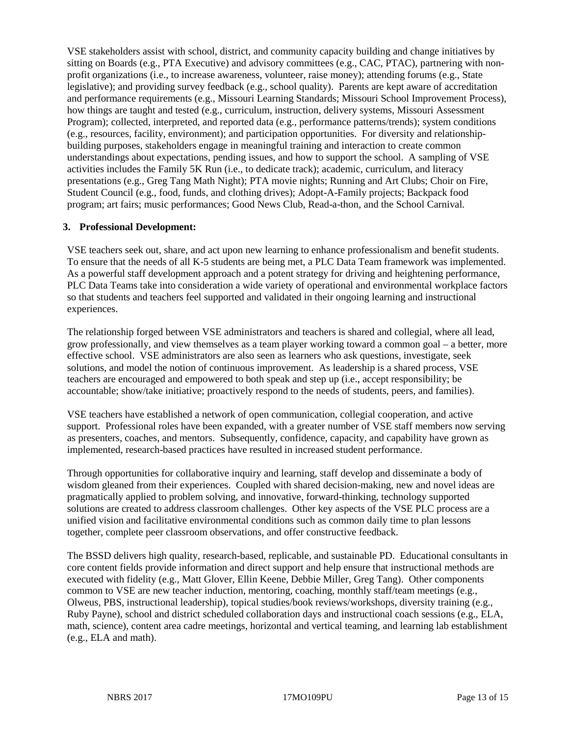VSE stakeholders assist with school, district, and community capacity building and change initiatives by sitting on Boards (e.g., PTA Executive) and advisory committees (e.g., CAC, PTAC), partnering with non-profit organizations (i.e., to increase awareness, volunteer, raise money); attending forums (e.g., State legislative); and providing survey feedback (e.g., school quality). Parents are kept aware of accreditation and performance requirements (e.g., Missouri Learning Standards; Missouri School Improvement Process), how things are taught and tested (e.g., curriculum, instruction, delivery systems, Missouri Assessment Program); collected, interpreted, and reported data (e.g., performance patterns/trends); system conditions (e.g., resources, facility, environment); and participation opportunities. For diversity and relationship-building purposes, stakeholders engage in meaningful training and interaction to create common understandings about expectations, pending issues, and how to support the school. A sampling of VSE activities includes the Family 5K Run (i.e., to dedicate track); academic, curriculum, and literacy presentations (e.g., Greg Tang Math Night); PTA movie nights; Running and Art Clubs; Choir on Fire, Student Council (e.g., food, funds, and clothing drives); Adopt-A-Family projects; Backpack food program; art fairs; music performances; Good News Club, Read-a-thon, and the School Carnival.

**3. Professional Development:**

VSE teachers seek out, share, and act upon new learning to enhance professionalism and benefit students. To ensure that the needs of all K-5 students are being met, a PLC Data Team framework was implemented. As a powerful staff development approach and a potent strategy for driving and heightening performance, PLC Data Teams take into consideration a wide variety of operational and environmental workplace factors so that students and teachers feel supported and validated in their ongoing learning and instructional experiences.

The relationship forged between VSE administrators and teachers is shared and collegial, where all lead, grow professionally, and view themselves as a team player working toward a common goal – a better, more effective school. VSE administrators are also seen as learners who ask questions, investigate, seek solutions, and model the notion of continuous improvement. As leadership is a shared process, VSE teachers are encouraged and empowered to both speak and step up (i.e., accept responsibility; be accountable; show/take initiative; proactively respond to the needs of students, peers, and families).

VSE teachers have established a network of open communication, collegial cooperation, and active support. Professional roles have been expanded, with a greater number of VSE staff members now serving as presenters, coaches, and mentors. Subsequently, confidence, capacity, and capability have grown as implemented, research-based practices have resulted in increased student performance.

Through opportunities for collaborative inquiry and learning, staff develop and disseminate a body of wisdom gleaned from their experiences. Coupled with shared decision-making, new and novel ideas are pragmatically applied to problem solving, and innovative, forward-thinking, technology supported solutions are created to address classroom challenges. Other key aspects of the VSE PLC process are a unified vision and facilitative environmental conditions such as common daily time to plan lessons together, complete peer classroom observations, and offer constructive feedback.

The BSSD delivers high quality, research-based, replicable, and sustainable PD. Educational consultants in core content fields provide information and direct support and help ensure that instructional methods are executed with fidelity (e.g., Matt Glover, Ellin Keene, Debbie Miller, Greg Tang). Other components common to VSE are new teacher induction, mentoring, coaching, monthly staff/team meetings (e.g., Olweus, PBS, instructional leadership), topical studies/book reviews/workshops, diversity training (e.g., Ruby Payne), school and district scheduled collaboration days and instructional coach sessions (e.g., ELA, math, science), content area cadre meetings, horizontal and vertical teaming, and learning lab establishment (e.g., ELA and math).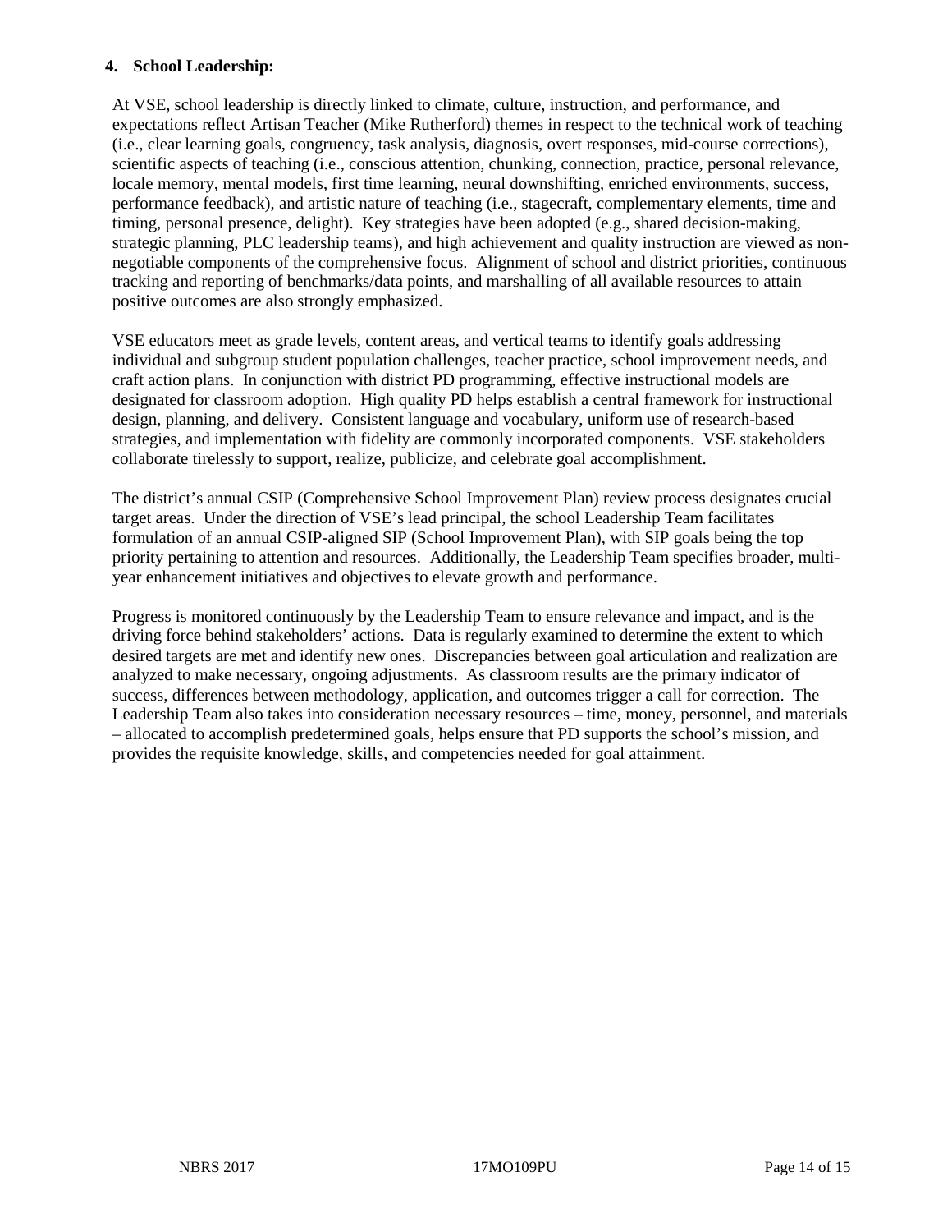**4. School Leadership:**

At VSE, school leadership is directly linked to climate, culture, instruction, and performance, and expectations reflect Artisan Teacher (Mike Rutherford) themes in respect to the technical work of teaching (i.e., clear learning goals, congruency, task analysis, diagnosis, overt responses, mid-course corrections), scientific aspects of teaching (i.e., conscious attention, chunking, connection, practice, personal relevance, locale memory, mental models, first time learning, neural downshifting, enriched environments, success, performance feedback), and artistic nature of teaching (i.e., stagecraft, complementary elements, time and timing, personal presence, delight). Key strategies have been adopted (e.g., shared decision-making, strategic planning, PLC leadership teams), and high achievement and quality instruction are viewed as non-negotiable components of the comprehensive focus. Alignment of school and district priorities, continuous tracking and reporting of benchmarks/data points, and marshalling of all available resources to attain positive outcomes are also strongly emphasized.

VSE educators meet as grade levels, content areas, and vertical teams to identify goals addressing individual and subgroup student population challenges, teacher practice, school improvement needs, and craft action plans. In conjunction with district PD programming, effective instructional models are designated for classroom adoption. High quality PD helps establish a central framework for instructional design, planning, and delivery. Consistent language and vocabulary, uniform use of research-based strategies, and implementation with fidelity are commonly incorporated components. VSE stakeholders collaborate tirelessly to support, realize, publicize, and celebrate goal accomplishment.

The district's annual CSIP (Comprehensive School Improvement Plan) review process designates crucial target areas. Under the direction of VSE's lead principal, the school Leadership Team facilitates formulation of an annual CSIP-aligned SIP (School Improvement Plan), with SIP goals being the top priority pertaining to attention and resources. Additionally, the Leadership Team specifies broader, multi-year enhancement initiatives and objectives to elevate growth and performance.

Progress is monitored continuously by the Leadership Team to ensure relevance and impact, and is the driving force behind stakeholders' actions. Data is regularly examined to determine the extent to which desired targets are met and identify new ones. Discrepancies between goal articulation and realization are analyzed to make necessary, ongoing adjustments. As classroom results are the primary indicator of success, differences between methodology, application, and outcomes trigger a call for correction. The Leadership Team also takes into consideration necessary resources – time, money, personnel, and materials – allocated to accomplish predetermined goals, helps ensure that PD supports the school's mission, and provides the requisite knowledge, skills, and competencies needed for goal attainment.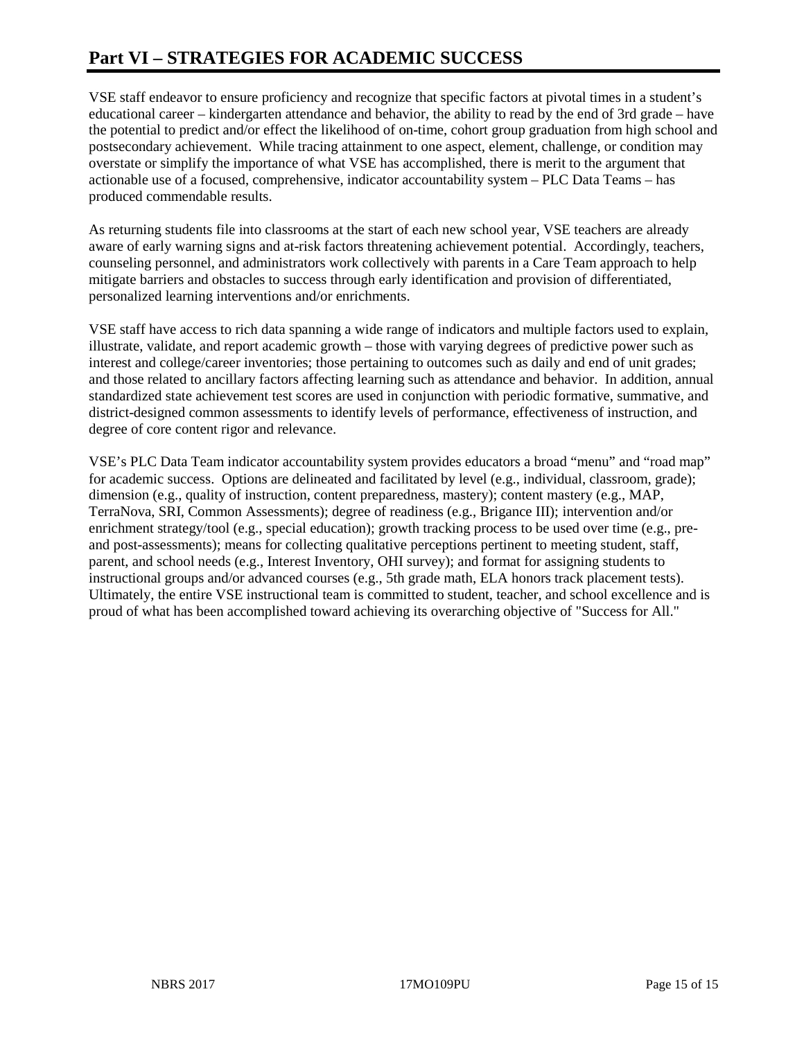# Part VI – STRATEGIES FOR ACADEMIC SUCCESS

VSE staff endeavor to ensure proficiency and recognize that specific factors at pivotal times in a student's educational career – kindergarten attendance and behavior, the ability to read by the end of 3rd grade – have the potential to predict and/or effect the likelihood of on-time, cohort group graduation from high school and postsecondary achievement. While tracing attainment to one aspect, element, challenge, or condition may overstate or simplify the importance of what VSE has accomplished, there is merit to the argument that actionable use of a focused, comprehensive, indicator accountability system – PLC Data Teams – has produced commendable results.

As returning students file into classrooms at the start of each new school year, VSE teachers are already aware of early warning signs and at-risk factors threatening achievement potential. Accordingly, teachers, counseling personnel, and administrators work collectively with parents in a Care Team approach to help mitigate barriers and obstacles to success through early identification and provision of differentiated, personalized learning interventions and/or enrichments.

VSE staff have access to rich data spanning a wide range of indicators and multiple factors used to explain, illustrate, validate, and report academic growth – those with varying degrees of predictive power such as interest and college/career inventories; those pertaining to outcomes such as daily and end of unit grades; and those related to ancillary factors affecting learning such as attendance and behavior. In addition, annual standardized state achievement test scores are used in conjunction with periodic formative, summative, and district-designed common assessments to identify levels of performance, effectiveness of instruction, and degree of core content rigor and relevance.

VSE's PLC Data Team indicator accountability system provides educators a broad "menu" and "road map" for academic success. Options are delineated and facilitated by level (e.g., individual, classroom, grade); dimension (e.g., quality of instruction, content preparedness, mastery); content mastery (e.g., MAP, TerraNova, SRI, Common Assessments); degree of readiness (e.g., Brigance III); intervention and/or enrichment strategy/tool (e.g., special education); growth tracking process to be used over time (e.g., pre- and post-assessments); means for collecting qualitative perceptions pertinent to meeting student, staff, parent, and school needs (e.g., Interest Inventory, OHI survey); and format for assigning students to instructional groups and/or advanced courses (e.g., 5th grade math, ELA honors track placement tests). Ultimately, the entire VSE instructional team is committed to student, teacher, and school excellence and is proud of what has been accomplished toward achieving its overarching objective of "Success for All."